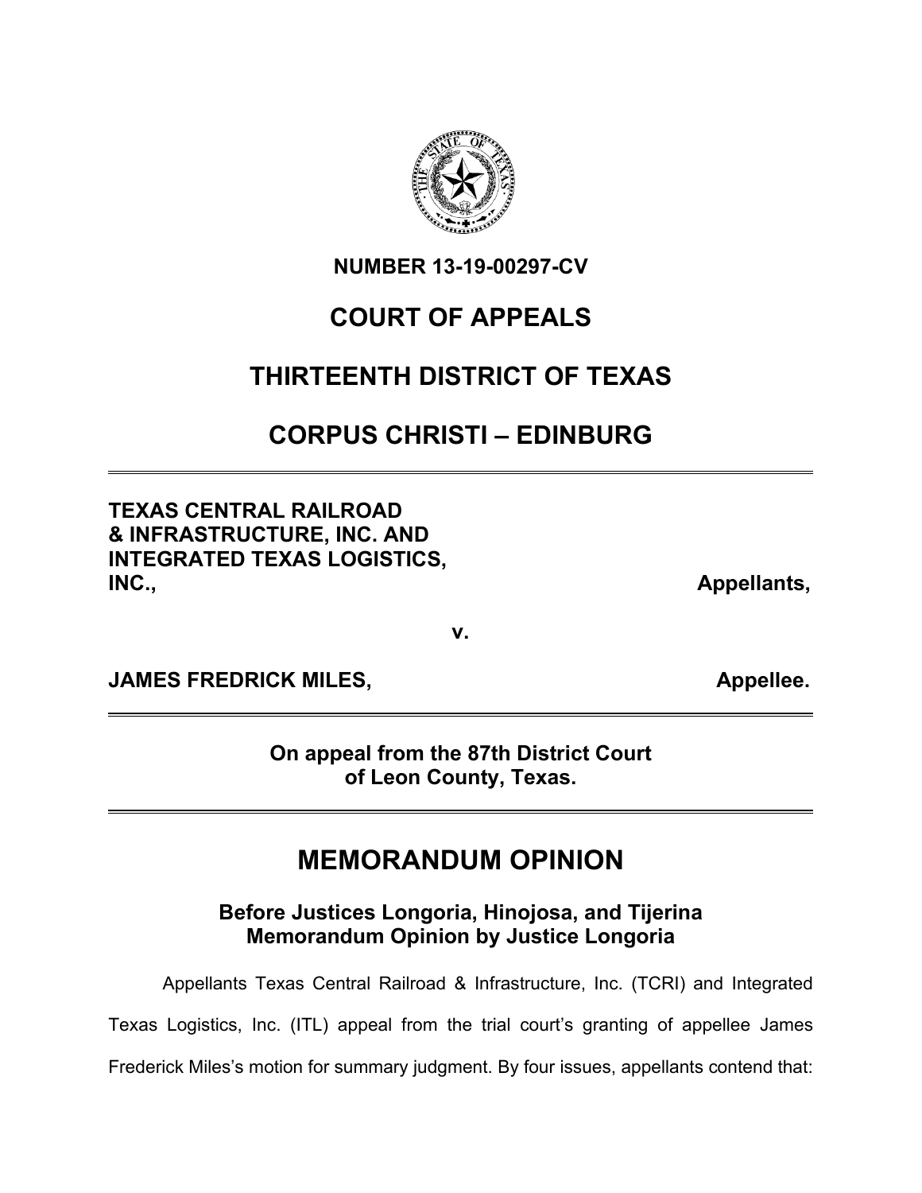**NUMBER 13-19-00297-CV**

# COURT OF APPEALS

# THIRTEENTH DISTRICT OF TEXAS

# CORPUS CHRISTI – EDINBURG

---

**TEXAS CENTRAL RAILROAD & INFRASTRUCTURE, INC. AND INTEGRATED TEXAS LOGISTICS, INC.,** **Appellants,**

**v.**

**JAMES FREDRICK MILES,** **Appellee.**

---

**On appeal from the 87th District Court of Leon County, Texas.**

---

# MEMORANDUM OPINION

**Before Justices Longoria, Hinojosa, and Tijerina**
**Memorandum Opinion by Justice Longoria**

Appellants Texas Central Railroad & Infrastructure, Inc. (TCRI) and Integrated Texas Logistics, Inc. (ITL) appeal from the trial court's granting of appellee James Frederick Miles's motion for summary judgment. By four issues, appellants contend that: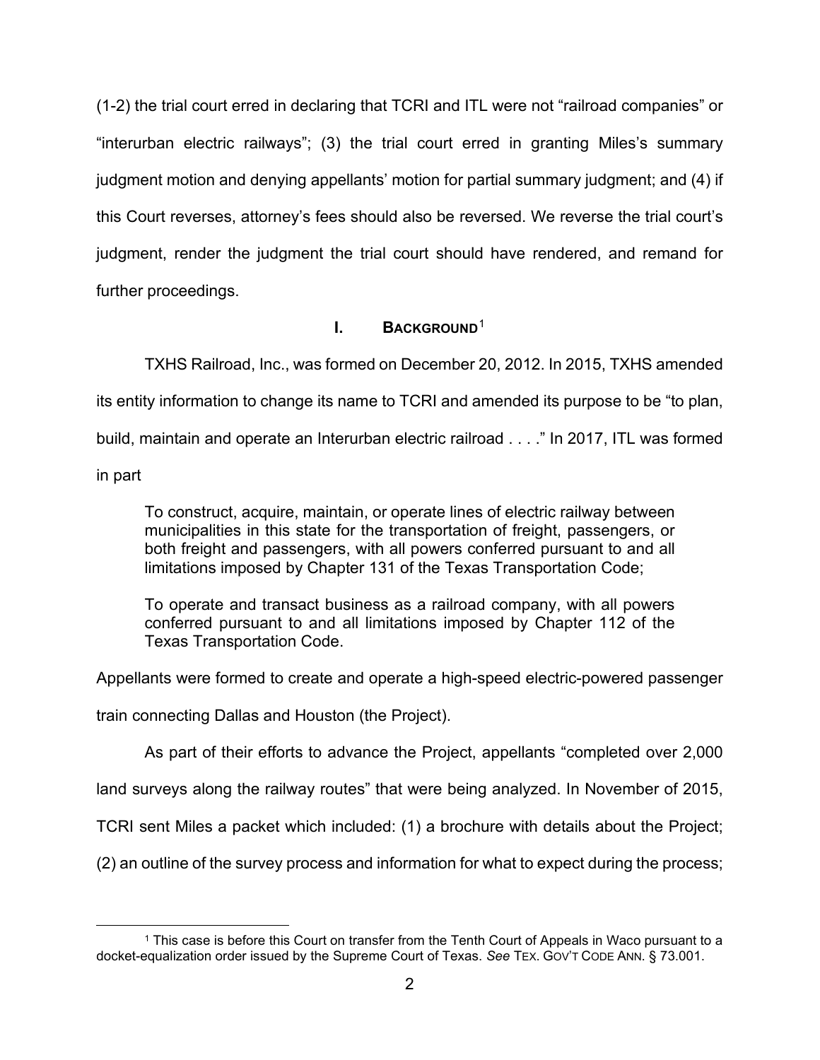(1-2) the trial court erred in declaring that TCRI and ITL were not “railroad companies” or “interurban electric railways”; (3) the trial court erred in granting Miles’s summary judgment motion and denying appellants’ motion for partial summary judgment; and (4) if this Court reverses, attorney’s fees should also be reversed. We reverse the trial court’s judgment, render the judgment the trial court should have rendered, and remand for further proceedings.

## I. Background[1]

TXHS Railroad, Inc., was formed on December 20, 2012. In 2015, TXHS amended its entity information to change its name to TCRI and amended its purpose to be “to plan, build, maintain and operate an Interurban electric railroad . . . .” In 2017, ITL was formed in part

> To construct, acquire, maintain, or operate lines of electric railway between municipalities in this state for the transportation of freight, passengers, or both freight and passengers, with all powers conferred pursuant to and all limitations imposed by Chapter 131 of the Texas Transportation Code;
>
> To operate and transact business as a railroad company, with all powers conferred pursuant to and all limitations imposed by Chapter 112 of the Texas Transportation Code.

Appellants were formed to create and operate a high-speed electric-powered passenger train connecting Dallas and Houston (the Project).

As part of their efforts to advance the Project, appellants “completed over 2,000 land surveys along the railway routes” that were being analyzed. In November of 2015, TCRI sent Miles a packet which included: (1) a brochure with details about the Project; (2) an outline of the survey process and information for what to expect during the process;

[1] This case is before this Court on transfer from the Tenth Court of Appeals in Waco pursuant to a docket-equalization order issued by the Supreme Court of Texas. *See* TEX. GOV’T CODE ANN. § 73.001.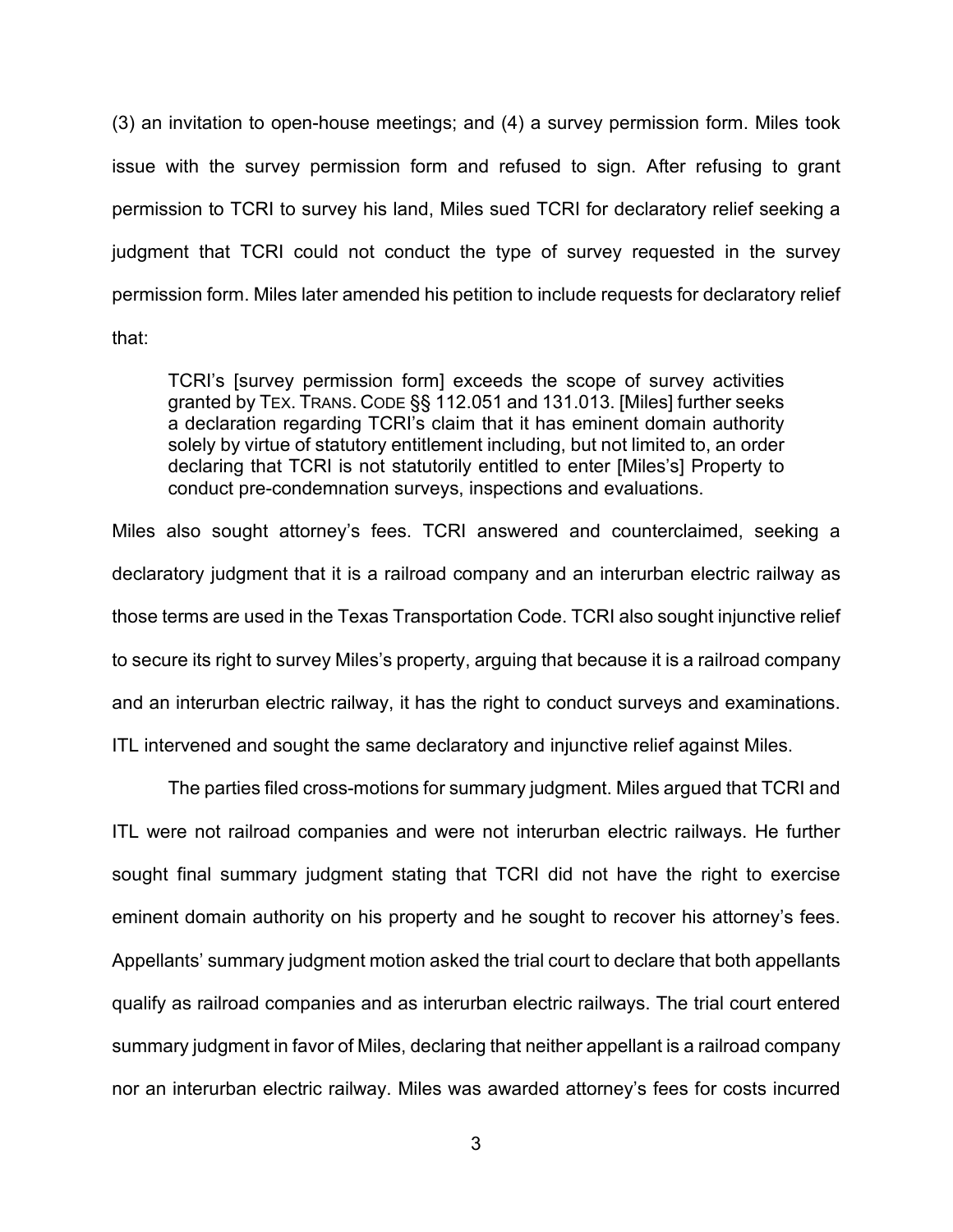(3) an invitation to open-house meetings; and (4) a survey permission form. Miles took issue with the survey permission form and refused to sign. After refusing to grant permission to TCRI to survey his land, Miles sued TCRI for declaratory relief seeking a judgment that TCRI could not conduct the type of survey requested in the survey permission form. Miles later amended his petition to include requests for declaratory relief that:

> TCRI's [survey permission form] exceeds the scope of survey activities granted by TEX. TRANS. CODE §§ 112.051 and 131.013. [Miles] further seeks a declaration regarding TCRI's claim that it has eminent domain authority solely by virtue of statutory entitlement including, but not limited to, an order declaring that TCRI is not statutorily entitled to enter [Miles's] Property to conduct pre-condemnation surveys, inspections and evaluations.

Miles also sought attorney's fees. TCRI answered and counterclaimed, seeking a declaratory judgment that it is a railroad company and an interurban electric railway as those terms are used in the Texas Transportation Code. TCRI also sought injunctive relief to secure its right to survey Miles's property, arguing that because it is a railroad company and an interurban electric railway, it has the right to conduct surveys and examinations. ITL intervened and sought the same declaratory and injunctive relief against Miles.

The parties filed cross-motions for summary judgment. Miles argued that TCRI and ITL were not railroad companies and were not interurban electric railways. He further sought final summary judgment stating that TCRI did not have the right to exercise eminent domain authority on his property and he sought to recover his attorney's fees. Appellants' summary judgment motion asked the trial court to declare that both appellants qualify as railroad companies and as interurban electric railways. The trial court entered summary judgment in favor of Miles, declaring that neither appellant is a railroad company nor an interurban electric railway. Miles was awarded attorney's fees for costs incurred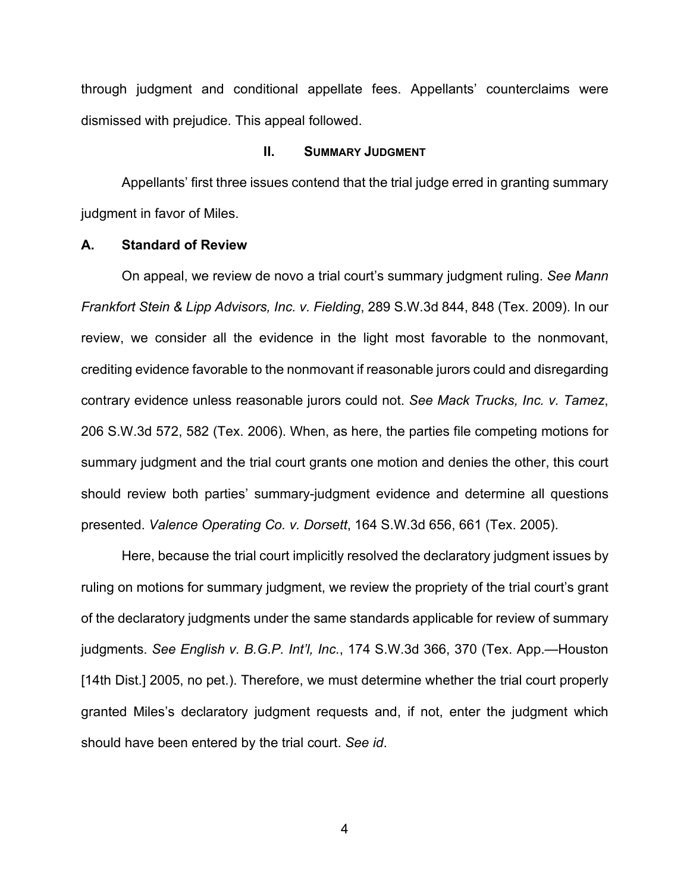through judgment and conditional appellate fees. Appellants' counterclaims were dismissed with prejudice. This appeal followed.

## II. Summary Judgment

Appellants' first three issues contend that the trial judge erred in granting summary judgment in favor of Miles.

### A. Standard of Review

On appeal, we review de novo a trial court's summary judgment ruling. *See Mann Frankfort Stein & Lipp Advisors, Inc. v. Fielding*, 289 S.W.3d 844, 848 (Tex. 2009). In our review, we consider all the evidence in the light most favorable to the nonmovant, crediting evidence favorable to the nonmovant if reasonable jurors could and disregarding contrary evidence unless reasonable jurors could not. *See Mack Trucks, Inc. v. Tamez*, 206 S.W.3d 572, 582 (Tex. 2006). When, as here, the parties file competing motions for summary judgment and the trial court grants one motion and denies the other, this court should review both parties' summary-judgment evidence and determine all questions presented. *Valence Operating Co. v. Dorsett*, 164 S.W.3d 656, 661 (Tex. 2005).

Here, because the trial court implicitly resolved the declaratory judgment issues by ruling on motions for summary judgment, we review the propriety of the trial court's grant of the declaratory judgments under the same standards applicable for review of summary judgments. *See English v. B.G.P. Int'l, Inc.*, 174 S.W.3d 366, 370 (Tex. App.—Houston [14th Dist.] 2005, no pet.). Therefore, we must determine whether the trial court properly granted Miles's declaratory judgment requests and, if not, enter the judgment which should have been entered by the trial court. *See id*.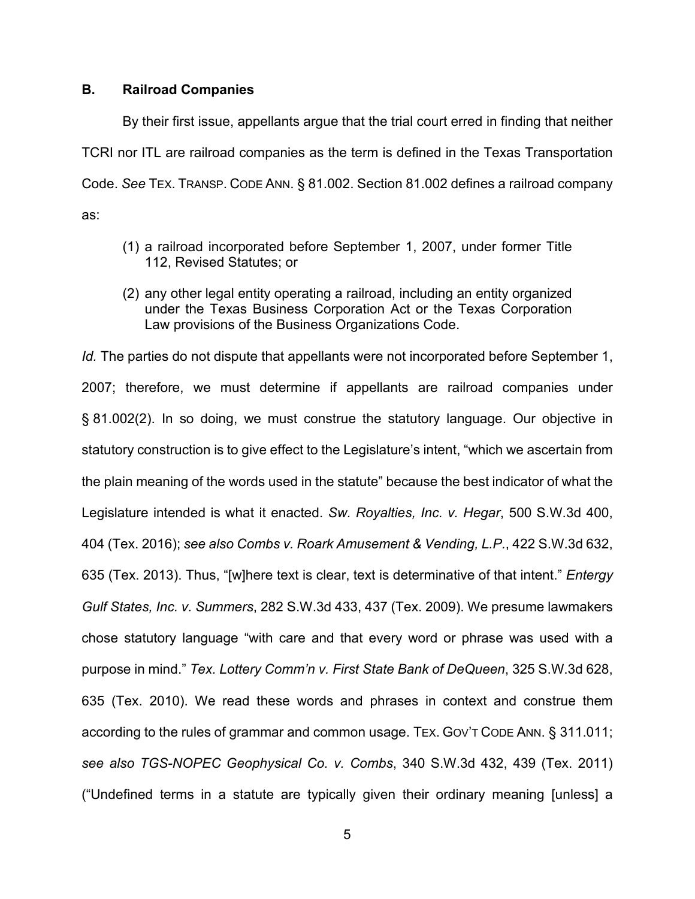### B. Railroad Companies

By their first issue, appellants argue that the trial court erred in finding that neither TCRI nor ITL are railroad companies as the term is defined in the Texas Transportation Code. *See* TEX. TRANSP. CODE ANN. § 81.002. Section 81.002 defines a railroad company as:

> (1) a railroad incorporated before September 1, 2007, under former Title 112, Revised Statutes; or
>
> (2) any other legal entity operating a railroad, including an entity organized under the Texas Business Corporation Act or the Texas Corporation Law provisions of the Business Organizations Code.

*Id.* The parties do not dispute that appellants were not incorporated before September 1, 2007; therefore, we must determine if appellants are railroad companies under § 81.002(2). In so doing, we must construe the statutory language. Our objective in statutory construction is to give effect to the Legislature's intent, "which we ascertain from the plain meaning of the words used in the statute" because the best indicator of what the Legislature intended is what it enacted. *Sw. Royalties, Inc. v. Hegar*, 500 S.W.3d 400, 404 (Tex. 2016); *see also Combs v. Roark Amusement & Vending, L.P.*, 422 S.W.3d 632, 635 (Tex. 2013). Thus, "[w]here text is clear, text is determinative of that intent." *Entergy Gulf States, Inc. v. Summers*, 282 S.W.3d 433, 437 (Tex. 2009). We presume lawmakers chose statutory language "with care and that every word or phrase was used with a purpose in mind." *Tex. Lottery Comm'n v. First State Bank of DeQueen*, 325 S.W.3d 628, 635 (Tex. 2010). We read these words and phrases in context and construe them according to the rules of grammar and common usage. TEX. GOV'T CODE ANN. § 311.011; *see also TGS-NOPEC Geophysical Co. v. Combs*, 340 S.W.3d 432, 439 (Tex. 2011) ("Undefined terms in a statute are typically given their ordinary meaning [unless] a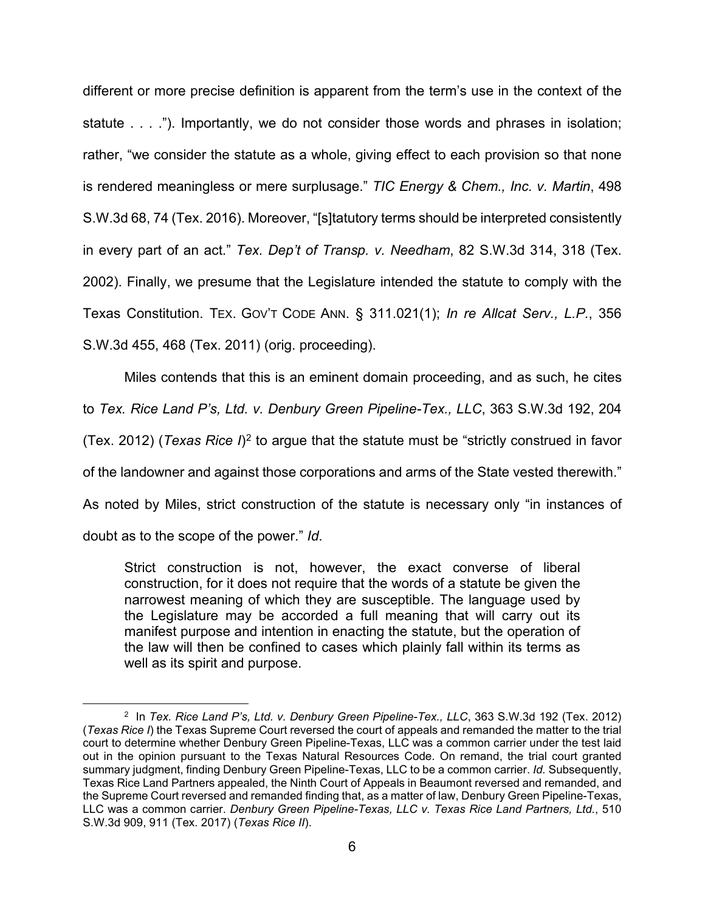different or more precise definition is apparent from the term's use in the context of the statute . . . ."). Importantly, we do not consider those words and phrases in isolation; rather, "we consider the statute as a whole, giving effect to each provision so that none is rendered meaningless or mere surplusage." *TIC Energy & Chem., Inc. v. Martin*, 498 S.W.3d 68, 74 (Tex. 2016). Moreover, "[s]tatutory terms should be interpreted consistently in every part of an act." *Tex. Dep't of Transp. v. Needham*, 82 S.W.3d 314, 318 (Tex. 2002). Finally, we presume that the Legislature intended the statute to comply with the Texas Constitution. TEX. GOV'T CODE ANN. § 311.021(1); *In re Allcat Serv., L.P.*, 356 S.W.3d 455, 468 (Tex. 2011) (orig. proceeding).

Miles contends that this is an eminent domain proceeding, and as such, he cites to *Tex. Rice Land P's, Ltd. v. Denbury Green Pipeline-Tex., LLC*, 363 S.W.3d 192, 204 (Tex. 2012) (*Texas Rice I*)[2] to argue that the statute must be "strictly construed in favor of the landowner and against those corporations and arms of the State vested therewith." As noted by Miles, strict construction of the statute is necessary only "in instances of doubt as to the scope of the power." *Id*.

> Strict construction is not, however, the exact converse of liberal construction, for it does not require that the words of a statute be given the narrowest meaning of which they are susceptible. The language used by the Legislature may be accorded a full meaning that will carry out its manifest purpose and intention in enacting the statute, but the operation of the law will then be confined to cases which plainly fall within its terms as well as its spirit and purpose.

---

[2] In *Tex. Rice Land P's, Ltd. v. Denbury Green Pipeline-Tex., LLC*, 363 S.W.3d 192 (Tex. 2012) (*Texas Rice I*) the Texas Supreme Court reversed the court of appeals and remanded the matter to the trial court to determine whether Denbury Green Pipeline-Texas, LLC was a common carrier under the test laid out in the opinion pursuant to the Texas Natural Resources Code. On remand, the trial court granted summary judgment, finding Denbury Green Pipeline-Texas, LLC to be a common carrier. *Id.* Subsequently, Texas Rice Land Partners appealed, the Ninth Court of Appeals in Beaumont reversed and remanded, and the Supreme Court reversed and remanded finding that, as a matter of law, Denbury Green Pipeline-Texas, LLC was a common carrier. *Denbury Green Pipeline-Texas, LLC v. Texas Rice Land Partners, Ltd.*, 510 S.W.3d 909, 911 (Tex. 2017) (*Texas Rice II*).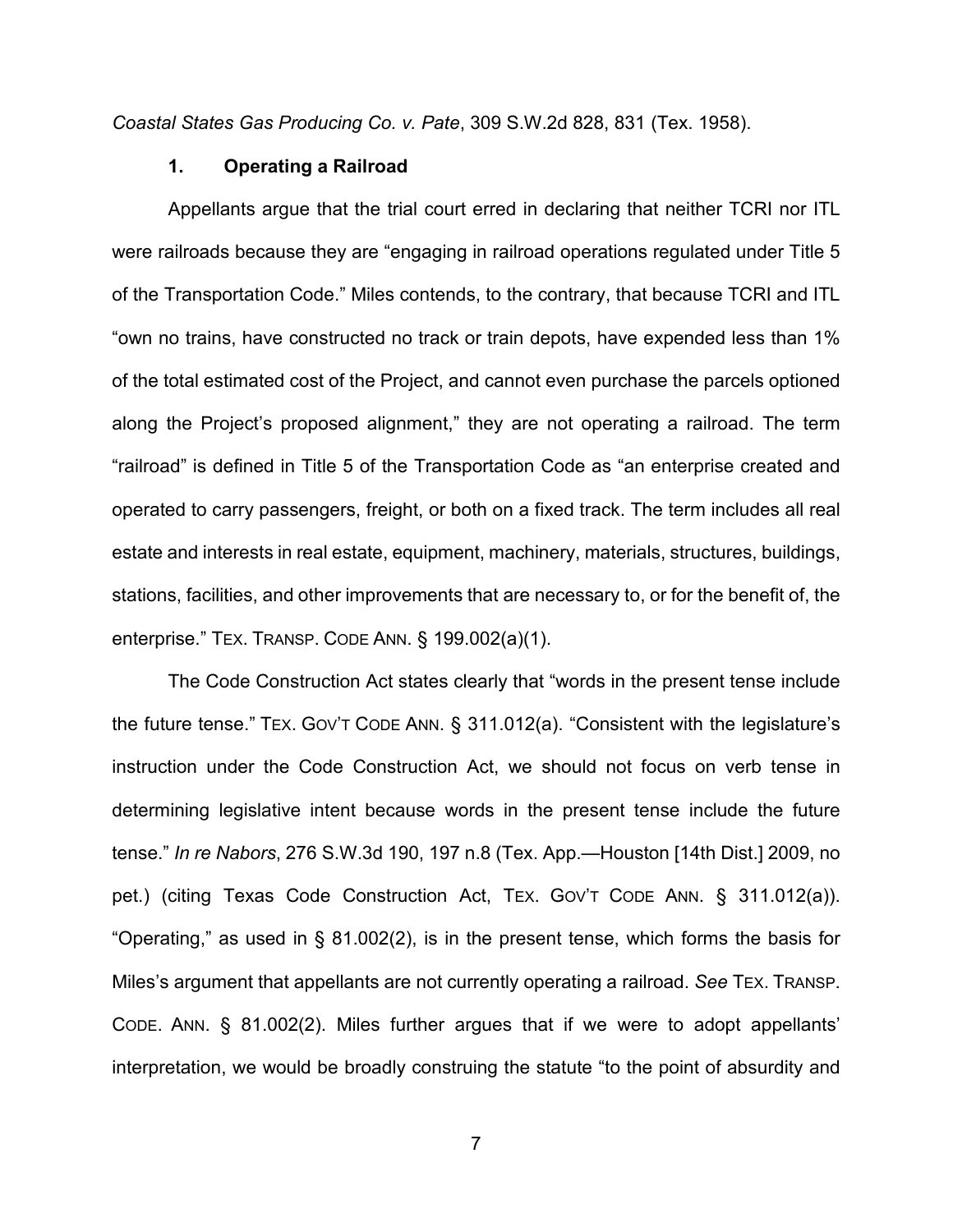*Coastal States Gas Producing Co. v. Pate*, 309 S.W.2d 828, 831 (Tex. 1958).

### 1. Operating a Railroad

Appellants argue that the trial court erred in declaring that neither TCRI nor ITL were railroads because they are "engaging in railroad operations regulated under Title 5 of the Transportation Code." Miles contends, to the contrary, that because TCRI and ITL "own no trains, have constructed no track or train depots, have expended less than 1% of the total estimated cost of the Project, and cannot even purchase the parcels optioned along the Project's proposed alignment," they are not operating a railroad. The term "railroad" is defined in Title 5 of the Transportation Code as "an enterprise created and operated to carry passengers, freight, or both on a fixed track. The term includes all real estate and interests in real estate, equipment, machinery, materials, structures, buildings, stations, facilities, and other improvements that are necessary to, or for the benefit of, the enterprise." TEX. TRANSP. CODE ANN. § 199.002(a)(1).

The Code Construction Act states clearly that "words in the present tense include the future tense." TEX. GOV'T CODE ANN. § 311.012(a). "Consistent with the legislature's instruction under the Code Construction Act, we should not focus on verb tense in determining legislative intent because words in the present tense include the future tense." *In re Nabors*, 276 S.W.3d 190, 197 n.8 (Tex. App.—Houston [14th Dist.] 2009, no pet.) (citing Texas Code Construction Act, TEX. GOV'T CODE ANN. § 311.012(a)). "Operating," as used in § 81.002(2), is in the present tense, which forms the basis for Miles's argument that appellants are not currently operating a railroad. *See* TEX. TRANSP. CODE. ANN. § 81.002(2). Miles further argues that if we were to adopt appellants' interpretation, we would be broadly construing the statute "to the point of absurdity and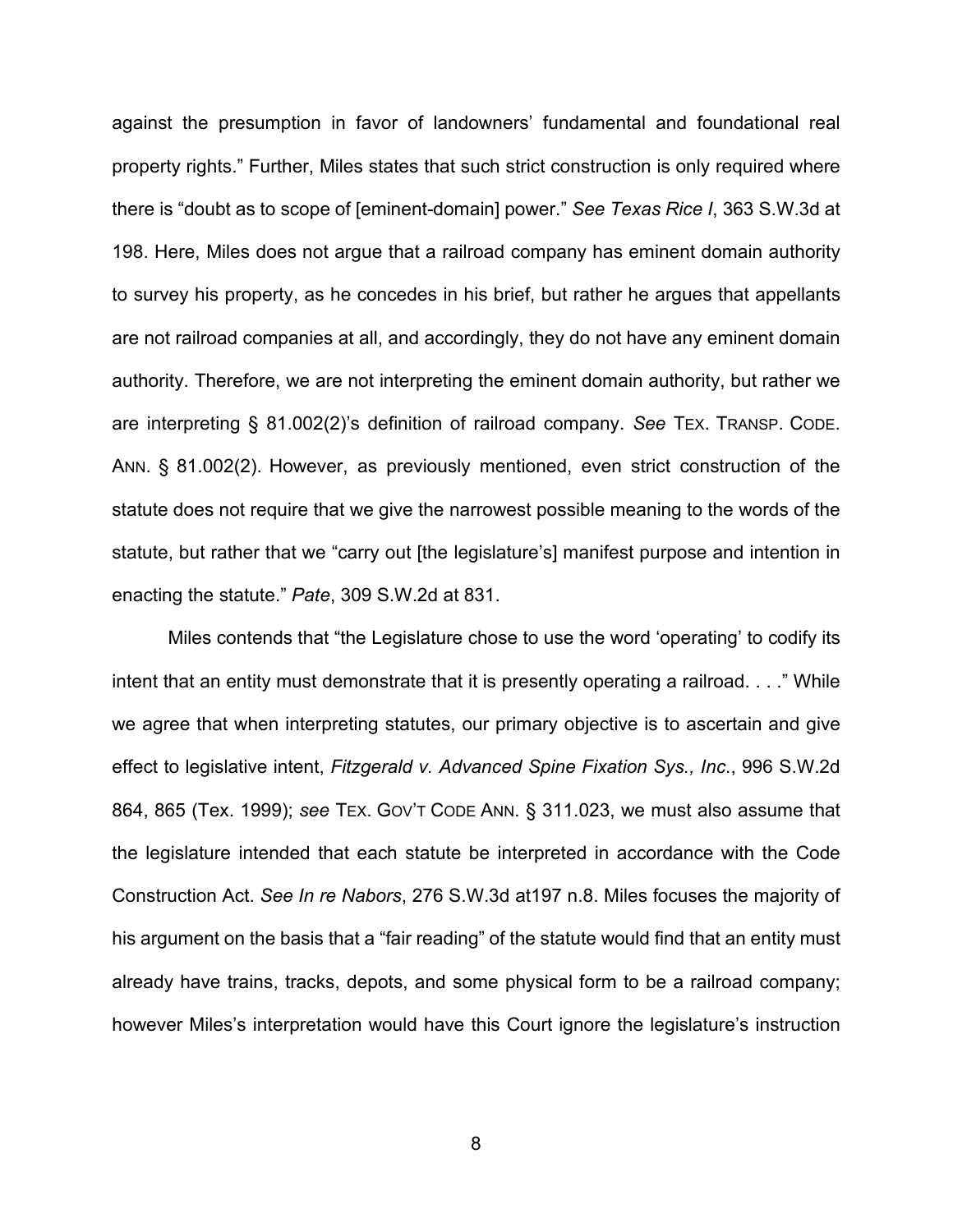against the presumption in favor of landowners' fundamental and foundational real property rights." Further, Miles states that such strict construction is only required where there is "doubt as to scope of [eminent-domain] power." *See Texas Rice I*, 363 S.W.3d at 198. Here, Miles does not argue that a railroad company has eminent domain authority to survey his property, as he concedes in his brief, but rather he argues that appellants are not railroad companies at all, and accordingly, they do not have any eminent domain authority. Therefore, we are not interpreting the eminent domain authority, but rather we are interpreting § 81.002(2)'s definition of railroad company. *See* TEX. TRANSP. CODE. ANN. § 81.002(2). However, as previously mentioned, even strict construction of the statute does not require that we give the narrowest possible meaning to the words of the statute, but rather that we "carry out [the legislature's] manifest purpose and intention in enacting the statute." *Pate*, 309 S.W.2d at 831.

Miles contends that "the Legislature chose to use the word 'operating' to codify its intent that an entity must demonstrate that it is presently operating a railroad. . . ." While we agree that when interpreting statutes, our primary objective is to ascertain and give effect to legislative intent, *Fitzgerald v. Advanced Spine Fixation Sys., Inc.*, 996 S.W.2d 864, 865 (Tex. 1999); *see* TEX. GOV'T CODE ANN. § 311.023, we must also assume that the legislature intended that each statute be interpreted in accordance with the Code Construction Act. *See In re Nabors*, 276 S.W.3d at197 n.8. Miles focuses the majority of his argument on the basis that a "fair reading" of the statute would find that an entity must already have trains, tracks, depots, and some physical form to be a railroad company; however Miles's interpretation would have this Court ignore the legislature's instruction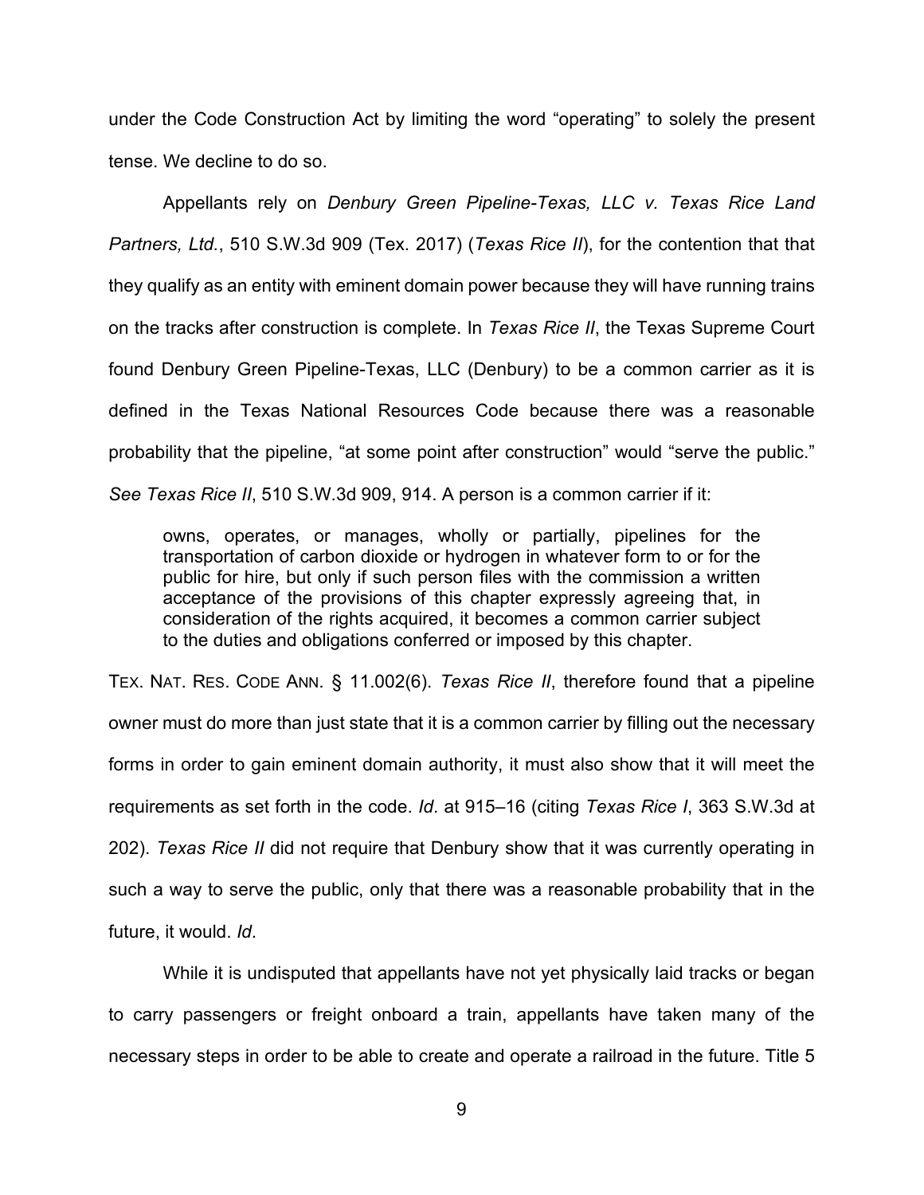under the Code Construction Act by limiting the word "operating" to solely the present tense. We decline to do so.

Appellants rely on *Denbury Green Pipeline-Texas, LLC v. Texas Rice Land Partners, Ltd.*, 510 S.W.3d 909 (Tex. 2017) (*Texas Rice II*), for the contention that that they qualify as an entity with eminent domain power because they will have running trains on the tracks after construction is complete. In *Texas Rice II*, the Texas Supreme Court found Denbury Green Pipeline-Texas, LLC (Denbury) to be a common carrier as it is defined in the Texas National Resources Code because there was a reasonable probability that the pipeline, "at some point after construction" would "serve the public." *See Texas Rice II*, 510 S.W.3d 909, 914. A person is a common carrier if it:

> owns, operates, or manages, wholly or partially, pipelines for the transportation of carbon dioxide or hydrogen in whatever form to or for the public for hire, but only if such person files with the commission a written acceptance of the provisions of this chapter expressly agreeing that, in consideration of the rights acquired, it becomes a common carrier subject to the duties and obligations conferred or imposed by this chapter.

TEX. NAT. RES. CODE ANN. § 11.002(6). *Texas Rice II*, therefore found that a pipeline owner must do more than just state that it is a common carrier by filling out the necessary forms in order to gain eminent domain authority, it must also show that it will meet the requirements as set forth in the code. *Id*. at 915–16 (citing *Texas Rice I*, 363 S.W.3d at 202). *Texas Rice II* did not require that Denbury show that it was currently operating in such a way to serve the public, only that there was a reasonable probability that in the future, it would. *Id*.

While it is undisputed that appellants have not yet physically laid tracks or began to carry passengers or freight onboard a train, appellants have taken many of the necessary steps in order to be able to create and operate a railroad in the future. Title 5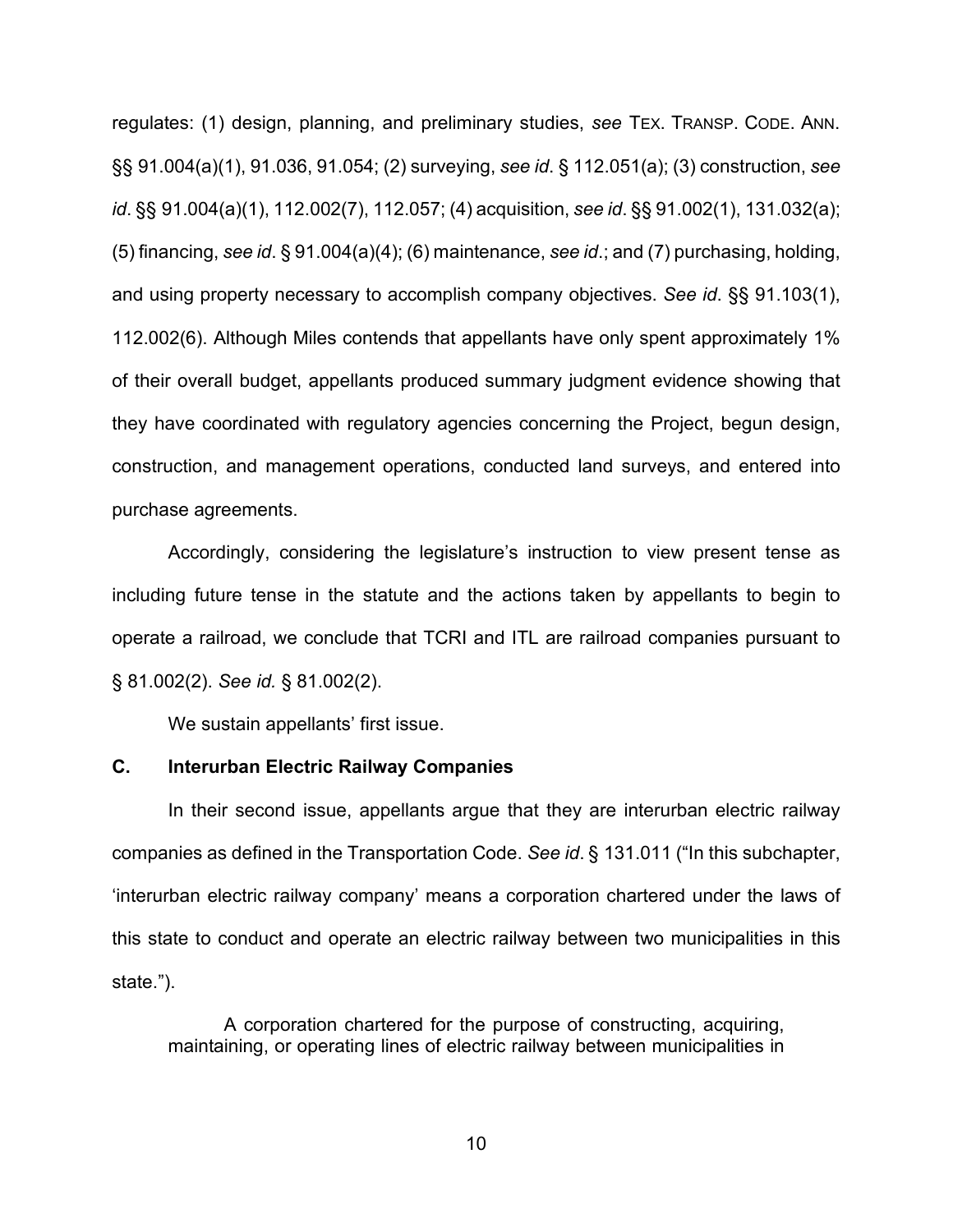regulates: (1) design, planning, and preliminary studies, *see* TEX. TRANSP. CODE. ANN. §§ 91.004(a)(1), 91.036, 91.054; (2) surveying, *see id*. § 112.051(a); (3) construction, *see id*. §§ 91.004(a)(1), 112.002(7), 112.057; (4) acquisition, *see id*. §§ 91.002(1), 131.032(a); (5) financing, *see id*. § 91.004(a)(4); (6) maintenance, *see id*.; and (7) purchasing, holding, and using property necessary to accomplish company objectives. *See id*. §§ 91.103(1), 112.002(6). Although Miles contends that appellants have only spent approximately 1% of their overall budget, appellants produced summary judgment evidence showing that they have coordinated with regulatory agencies concerning the Project, begun design, construction, and management operations, conducted land surveys, and entered into purchase agreements.

Accordingly, considering the legislature's instruction to view present tense as including future tense in the statute and the actions taken by appellants to begin to operate a railroad, we conclude that TCRI and ITL are railroad companies pursuant to § 81.002(2). *See id.* § 81.002(2).

We sustain appellants' first issue.

### C. Interurban Electric Railway Companies

In their second issue, appellants argue that they are interurban electric railway companies as defined in the Transportation Code. *See id*. § 131.011 ("In this subchapter, 'interurban electric railway company' means a corporation chartered under the laws of this state to conduct and operate an electric railway between two municipalities in this state.").

> A corporation chartered for the purpose of constructing, acquiring, maintaining, or operating lines of electric railway between municipalities in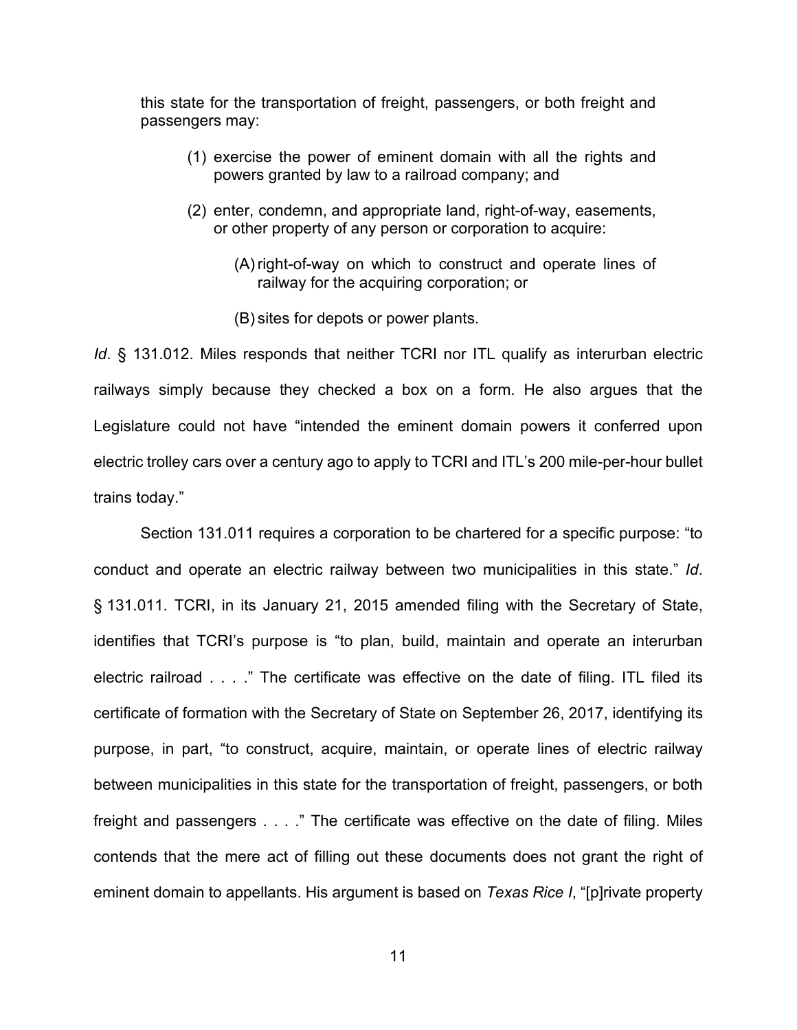this state for the transportation of freight, passengers, or both freight and passengers may:

> (1) exercise the power of eminent domain with all the rights and powers granted by law to a railroad company; and
>
> (2) enter, condemn, and appropriate land, right-of-way, easements, or other property of any person or corporation to acquire:
>
> > (A) right-of-way on which to construct and operate lines of railway for the acquiring corporation; or
> >
> > (B) sites for depots or power plants.

*Id*. § 131.012. Miles responds that neither TCRI nor ITL qualify as interurban electric railways simply because they checked a box on a form. He also argues that the Legislature could not have "intended the eminent domain powers it conferred upon electric trolley cars over a century ago to apply to TCRI and ITL's 200 mile-per-hour bullet trains today."

Section 131.011 requires a corporation to be chartered for a specific purpose: "to conduct and operate an electric railway between two municipalities in this state." *Id*. § 131.011. TCRI, in its January 21, 2015 amended filing with the Secretary of State, identifies that TCRI's purpose is "to plan, build, maintain and operate an interurban electric railroad . . . ." The certificate was effective on the date of filing. ITL filed its certificate of formation with the Secretary of State on September 26, 2017, identifying its purpose, in part, "to construct, acquire, maintain, or operate lines of electric railway between municipalities in this state for the transportation of freight, passengers, or both freight and passengers . . . ." The certificate was effective on the date of filing. Miles contends that the mere act of filling out these documents does not grant the right of eminent domain to appellants. His argument is based on *Texas Rice I*, "[p]rivate property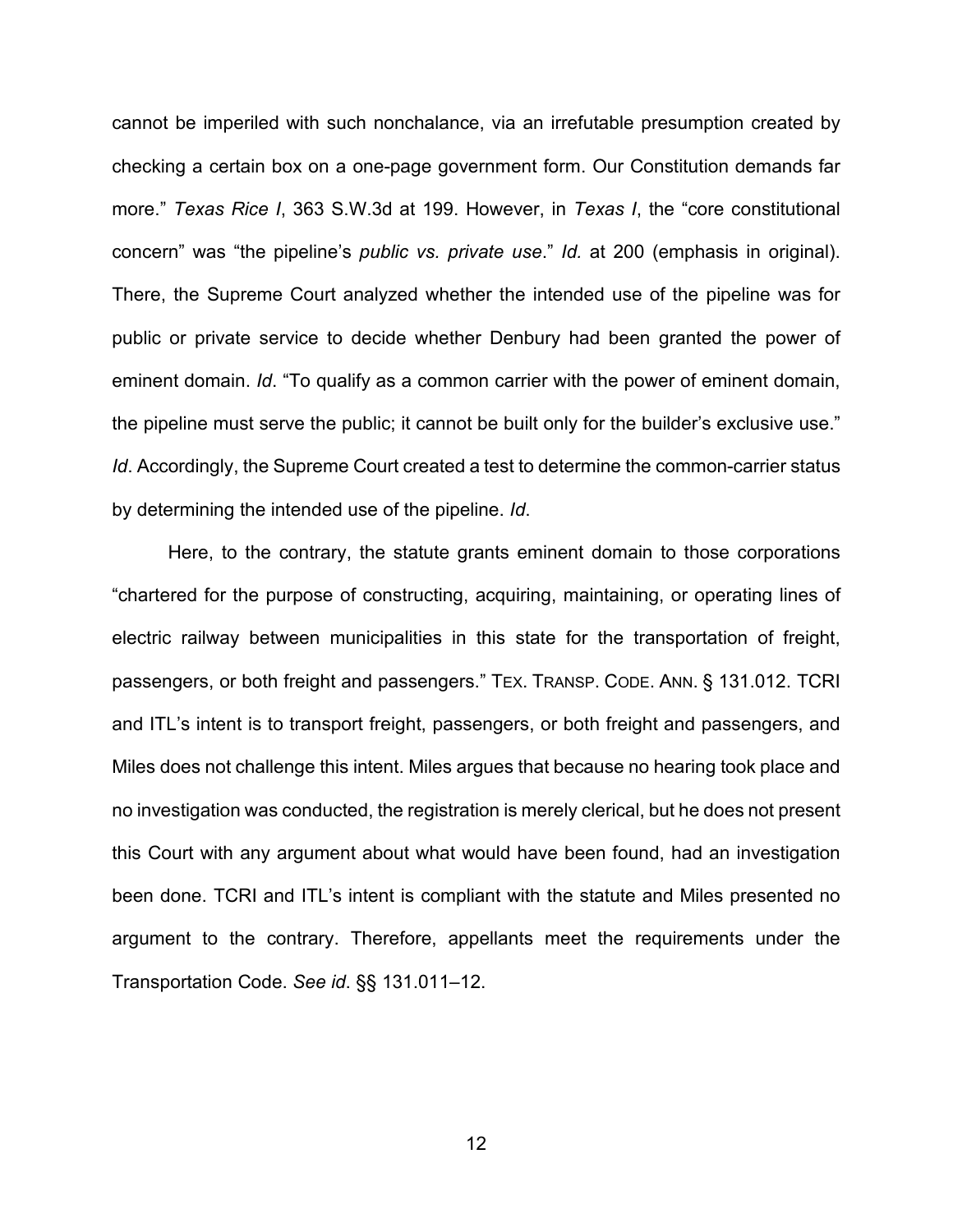cannot be imperiled with such nonchalance, via an irrefutable presumption created by checking a certain box on a one-page government form. Our Constitution demands far more." *Texas Rice I*, 363 S.W.3d at 199. However, in *Texas I*, the "core constitutional concern" was "the pipeline's *public vs. private use*." *Id.* at 200 (emphasis in original). There, the Supreme Court analyzed whether the intended use of the pipeline was for public or private service to decide whether Denbury had been granted the power of eminent domain. *Id*. "To qualify as a common carrier with the power of eminent domain, the pipeline must serve the public; it cannot be built only for the builder's exclusive use." *Id*. Accordingly, the Supreme Court created a test to determine the common-carrier status by determining the intended use of the pipeline. *Id*.

Here, to the contrary, the statute grants eminent domain to those corporations "chartered for the purpose of constructing, acquiring, maintaining, or operating lines of electric railway between municipalities in this state for the transportation of freight, passengers, or both freight and passengers." TEX. TRANSP. CODE. ANN. § 131.012. TCRI and ITL's intent is to transport freight, passengers, or both freight and passengers, and Miles does not challenge this intent. Miles argues that because no hearing took place and no investigation was conducted, the registration is merely clerical, but he does not present this Court with any argument about what would have been found, had an investigation been done. TCRI and ITL's intent is compliant with the statute and Miles presented no argument to the contrary. Therefore, appellants meet the requirements under the Transportation Code. *See id*. §§ 131.011–12.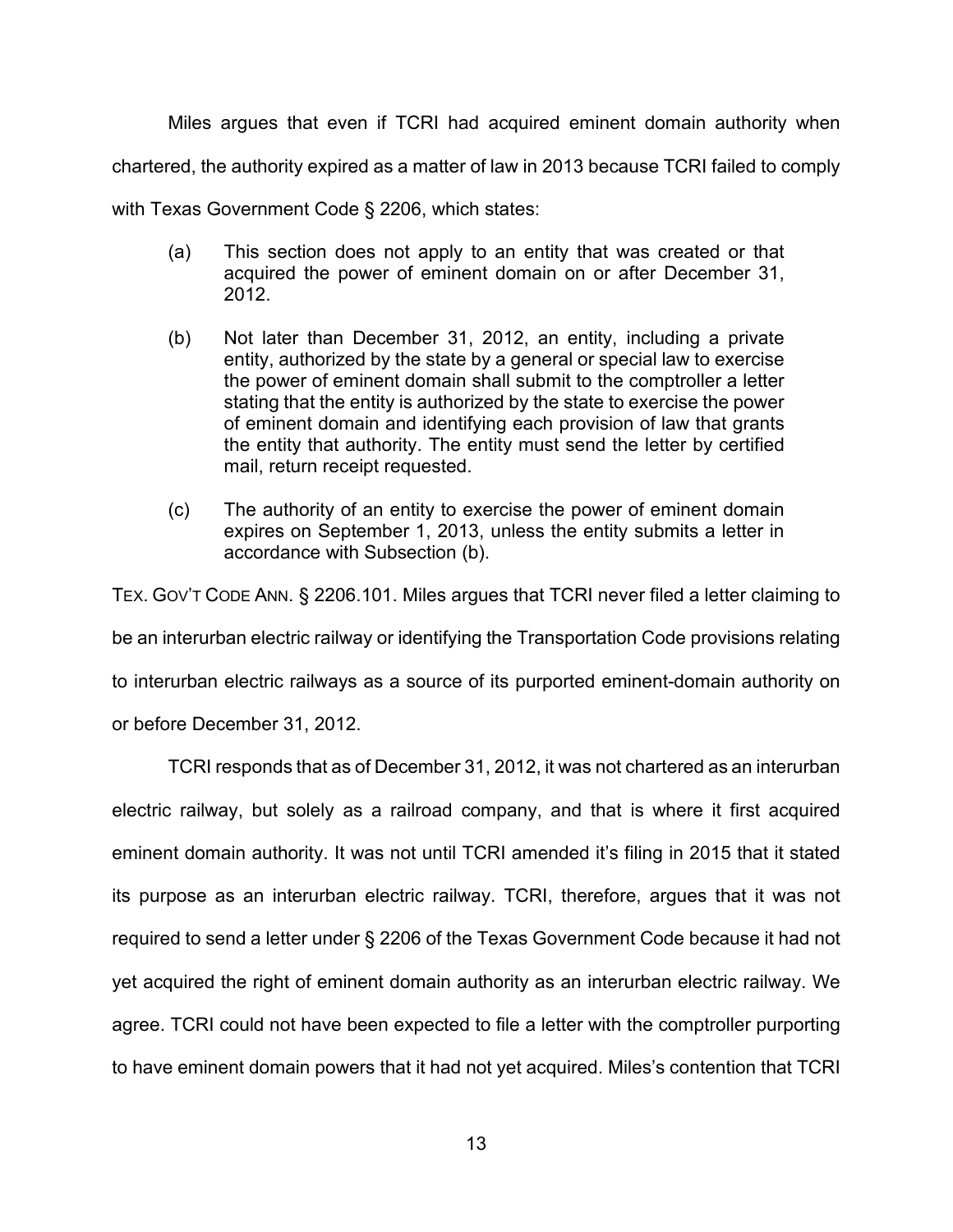Miles argues that even if TCRI had acquired eminent domain authority when chartered, the authority expired as a matter of law in 2013 because TCRI failed to comply with Texas Government Code § 2206, which states:

> (a) This section does not apply to an entity that was created or that acquired the power of eminent domain on or after December 31, 2012.
>
> (b) Not later than December 31, 2012, an entity, including a private entity, authorized by the state by a general or special law to exercise the power of eminent domain shall submit to the comptroller a letter stating that the entity is authorized by the state to exercise the power of eminent domain and identifying each provision of law that grants the entity that authority. The entity must send the letter by certified mail, return receipt requested.
>
> (c) The authority of an entity to exercise the power of eminent domain expires on September 1, 2013, unless the entity submits a letter in accordance with Subsection (b).

TEX. GOV'T CODE ANN. § 2206.101. Miles argues that TCRI never filed a letter claiming to be an interurban electric railway or identifying the Transportation Code provisions relating to interurban electric railways as a source of its purported eminent-domain authority on or before December 31, 2012.

TCRI responds that as of December 31, 2012, it was not chartered as an interurban electric railway, but solely as a railroad company, and that is where it first acquired eminent domain authority. It was not until TCRI amended it's filing in 2015 that it stated its purpose as an interurban electric railway. TCRI, therefore, argues that it was not required to send a letter under § 2206 of the Texas Government Code because it had not yet acquired the right of eminent domain authority as an interurban electric railway. We agree. TCRI could not have been expected to file a letter with the comptroller purporting to have eminent domain powers that it had not yet acquired. Miles's contention that TCRI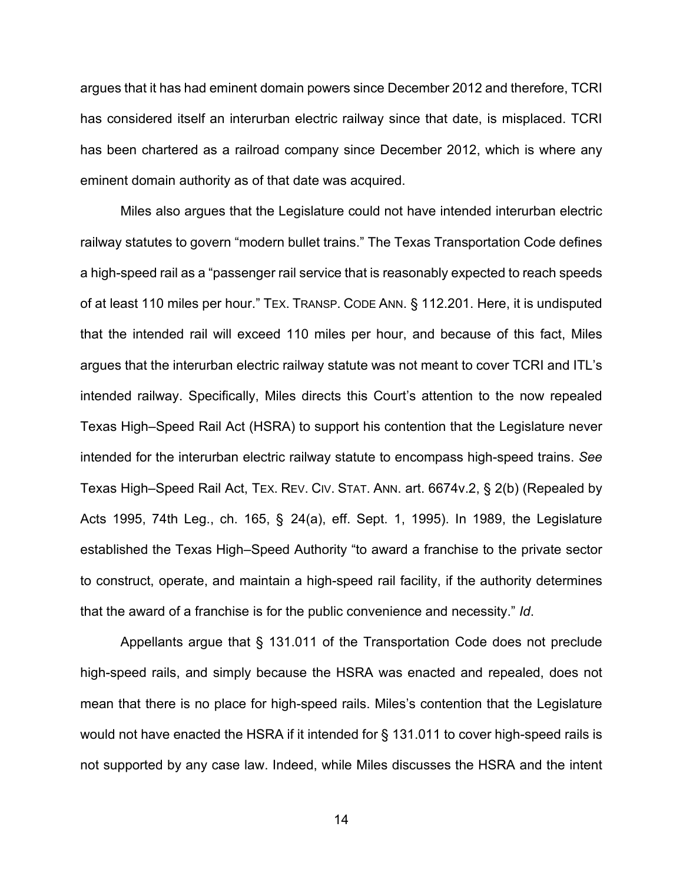argues that it has had eminent domain powers since December 2012 and therefore, TCRI has considered itself an interurban electric railway since that date, is misplaced. TCRI has been chartered as a railroad company since December 2012, which is where any eminent domain authority as of that date was acquired.

Miles also argues that the Legislature could not have intended interurban electric railway statutes to govern "modern bullet trains." The Texas Transportation Code defines a high-speed rail as a "passenger rail service that is reasonably expected to reach speeds of at least 110 miles per hour." TEX. TRANSP. CODE ANN. § 112.201. Here, it is undisputed that the intended rail will exceed 110 miles per hour, and because of this fact, Miles argues that the interurban electric railway statute was not meant to cover TCRI and ITL's intended railway. Specifically, Miles directs this Court's attention to the now repealed Texas High–Speed Rail Act (HSRA) to support his contention that the Legislature never intended for the interurban electric railway statute to encompass high-speed trains. *See* Texas High–Speed Rail Act, TEX. REV. CIV. STAT. ANN. art. 6674v.2, § 2(b) (Repealed by Acts 1995, 74th Leg., ch. 165, § 24(a), eff. Sept. 1, 1995). In 1989, the Legislature established the Texas High–Speed Authority "to award a franchise to the private sector to construct, operate, and maintain a high-speed rail facility, if the authority determines that the award of a franchise is for the public convenience and necessity." *Id*.

Appellants argue that § 131.011 of the Transportation Code does not preclude high-speed rails, and simply because the HSRA was enacted and repealed, does not mean that there is no place for high-speed rails. Miles's contention that the Legislature would not have enacted the HSRA if it intended for § 131.011 to cover high-speed rails is not supported by any case law. Indeed, while Miles discusses the HSRA and the intent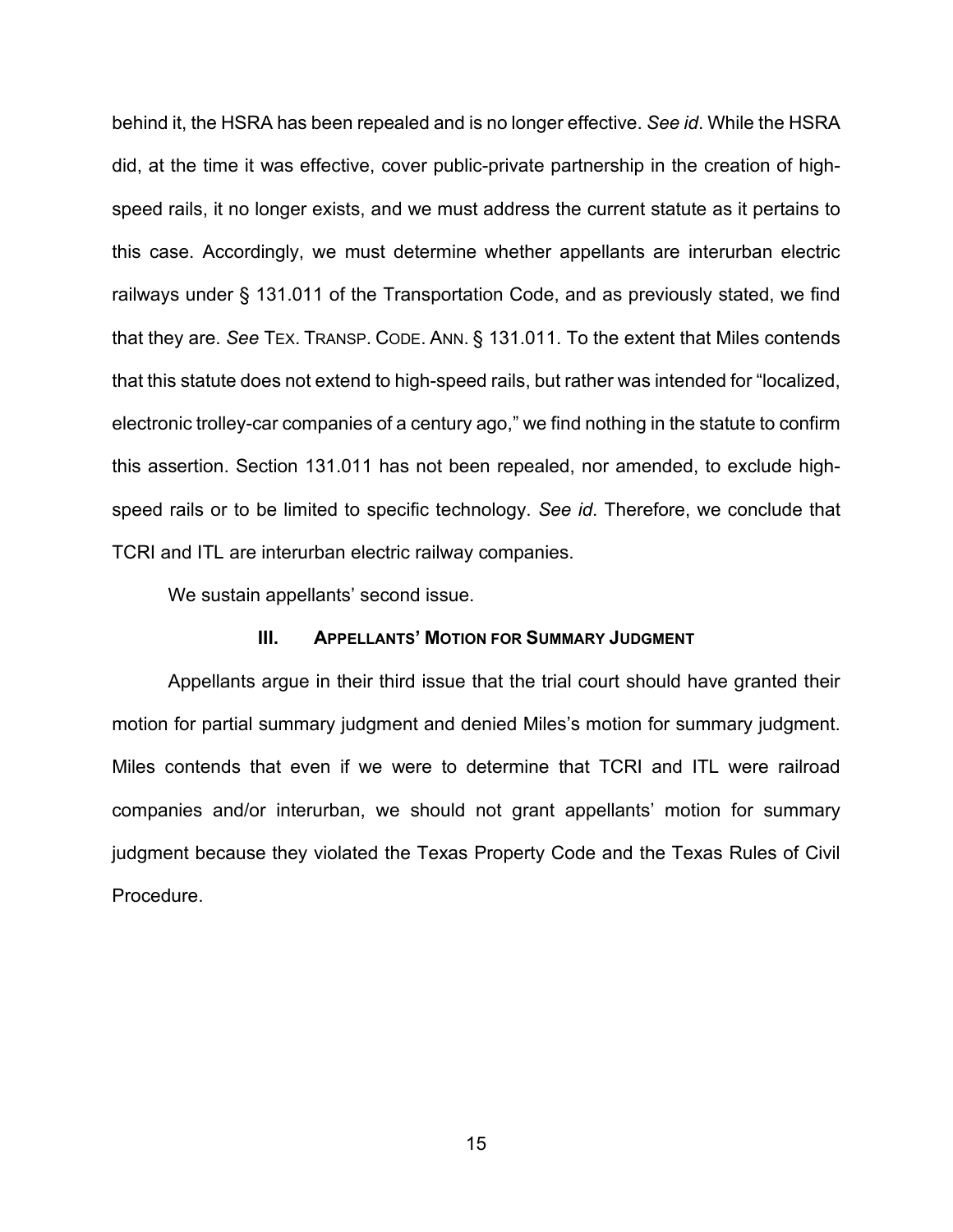behind it, the HSRA has been repealed and is no longer effective. *See id*. While the HSRA did, at the time it was effective, cover public-private partnership in the creation of high-speed rails, it no longer exists, and we must address the current statute as it pertains to this case. Accordingly, we must determine whether appellants are interurban electric railways under § 131.011 of the Transportation Code, and as previously stated, we find that they are. *See* TEX. TRANSP. CODE. ANN. § 131.011. To the extent that Miles contends that this statute does not extend to high-speed rails, but rather was intended for "localized, electronic trolley-car companies of a century ago," we find nothing in the statute to confirm this assertion. Section 131.011 has not been repealed, nor amended, to exclude high-speed rails or to be limited to specific technology. *See id*. Therefore, we conclude that TCRI and ITL are interurban electric railway companies.

We sustain appellants' second issue.

### III. APPELLANTS' MOTION FOR SUMMARY JUDGMENT

Appellants argue in their third issue that the trial court should have granted their motion for partial summary judgment and denied Miles's motion for summary judgment. Miles contends that even if we were to determine that TCRI and ITL were railroad companies and/or interurban, we should not grant appellants' motion for summary judgment because they violated the Texas Property Code and the Texas Rules of Civil Procedure.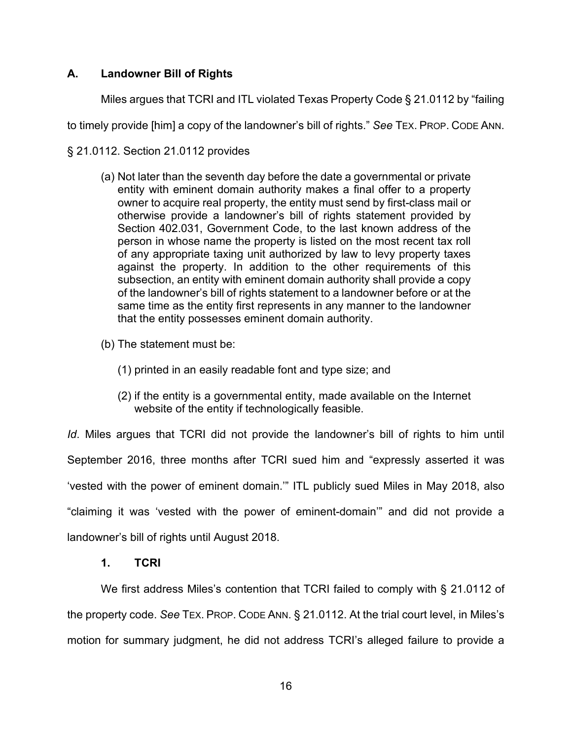### A. Landowner Bill of Rights

Miles argues that TCRI and ITL violated Texas Property Code § 21.0112 by "failing to timely provide [him] a copy of the landowner's bill of rights." *See* TEX. PROP. CODE ANN. § 21.0112. Section 21.0112 provides

> (a) Not later than the seventh day before the date a governmental or private entity with eminent domain authority makes a final offer to a property owner to acquire real property, the entity must send by first-class mail or otherwise provide a landowner's bill of rights statement provided by Section 402.031, Government Code, to the last known address of the person in whose name the property is listed on the most recent tax roll of any appropriate taxing unit authorized by law to levy property taxes against the property. In addition to the other requirements of this subsection, an entity with eminent domain authority shall provide a copy of the landowner's bill of rights statement to a landowner before or at the same time as the entity first represents in any manner to the landowner that the entity possesses eminent domain authority.
>
> (b) The statement must be:
>
> (1) printed in an easily readable font and type size; and
>
> (2) if the entity is a governmental entity, made available on the Internet website of the entity if technologically feasible.

*Id*. Miles argues that TCRI did not provide the landowner's bill of rights to him until September 2016, three months after TCRI sued him and "expressly asserted it was 'vested with the power of eminent domain.'" ITL publicly sued Miles in May 2018, also "claiming it was 'vested with the power of eminent-domain'" and did not provide a landowner's bill of rights until August 2018.

#### 1. TCRI

We first address Miles's contention that TCRI failed to comply with § 21.0112 of the property code. *See* TEX. PROP. CODE ANN. § 21.0112. At the trial court level, in Miles's motion for summary judgment, he did not address TCRI's alleged failure to provide a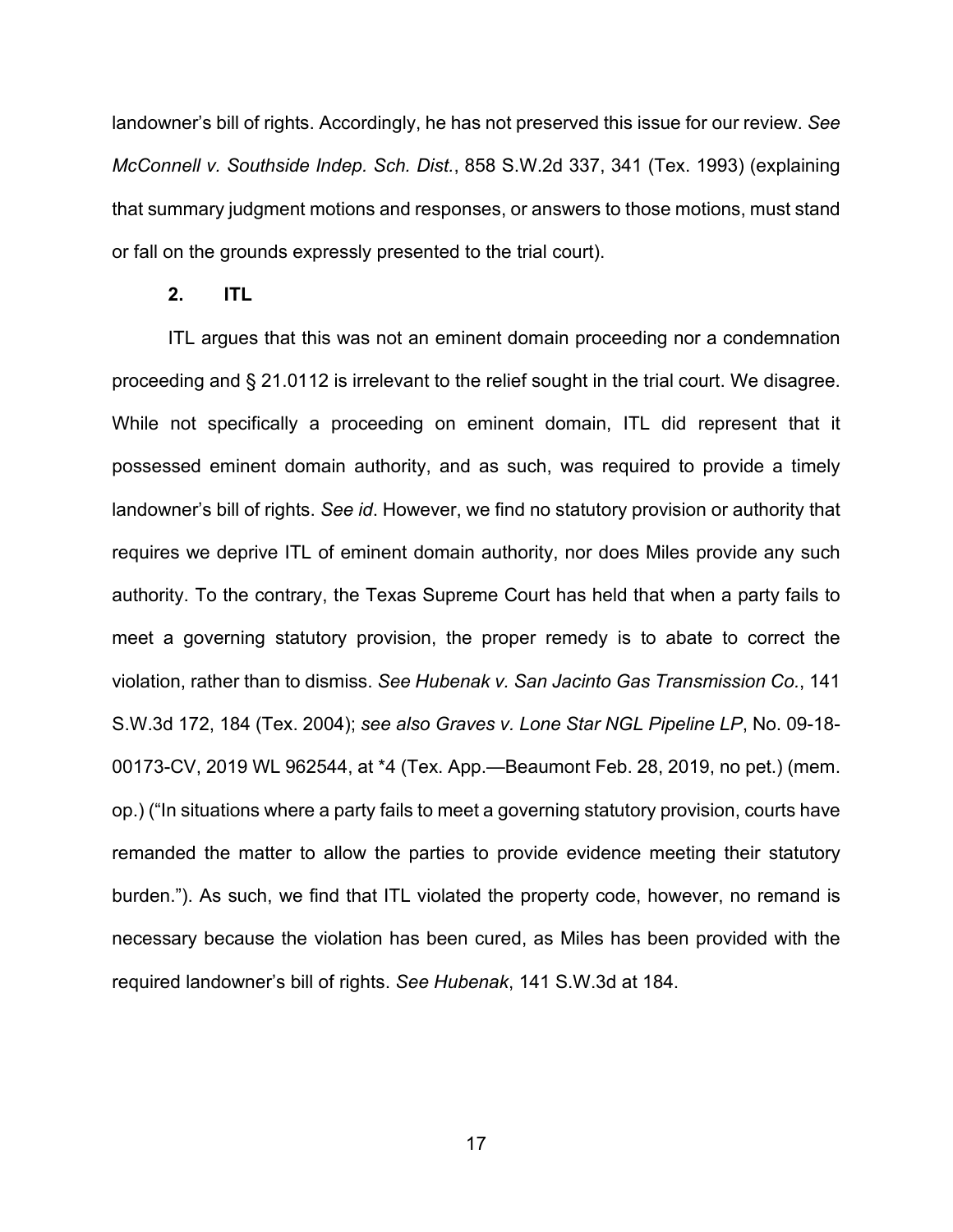landowner's bill of rights. Accordingly, he has not preserved this issue for our review. *See McConnell v. Southside Indep. Sch. Dist.*, 858 S.W.2d 337, 341 (Tex. 1993) (explaining that summary judgment motions and responses, or answers to those motions, must stand or fall on the grounds expressly presented to the trial court).

**2. ITL**

ITL argues that this was not an eminent domain proceeding nor a condemnation proceeding and § 21.0112 is irrelevant to the relief sought in the trial court. We disagree. While not specifically a proceeding on eminent domain, ITL did represent that it possessed eminent domain authority, and as such, was required to provide a timely landowner's bill of rights. *See id*. However, we find no statutory provision or authority that requires we deprive ITL of eminent domain authority, nor does Miles provide any such authority. To the contrary, the Texas Supreme Court has held that when a party fails to meet a governing statutory provision, the proper remedy is to abate to correct the violation, rather than to dismiss. *See Hubenak v. San Jacinto Gas Transmission Co.*, 141 S.W.3d 172, 184 (Tex. 2004); *see also Graves v. Lone Star NGL Pipeline LP*, No. 09-18-00173-CV, 2019 WL 962544, at *4 (Tex. App.—Beaumont Feb. 28, 2019, no pet.) (mem. op.) ("In situations where a party fails to meet a governing statutory provision, courts have remanded the matter to allow the parties to provide evidence meeting their statutory burden."). As such, we find that ITL violated the property code, however, no remand is necessary because the violation has been cured, as Miles has been provided with the required landowner's bill of rights. *See Hubenak*, 141 S.W.3d at 184.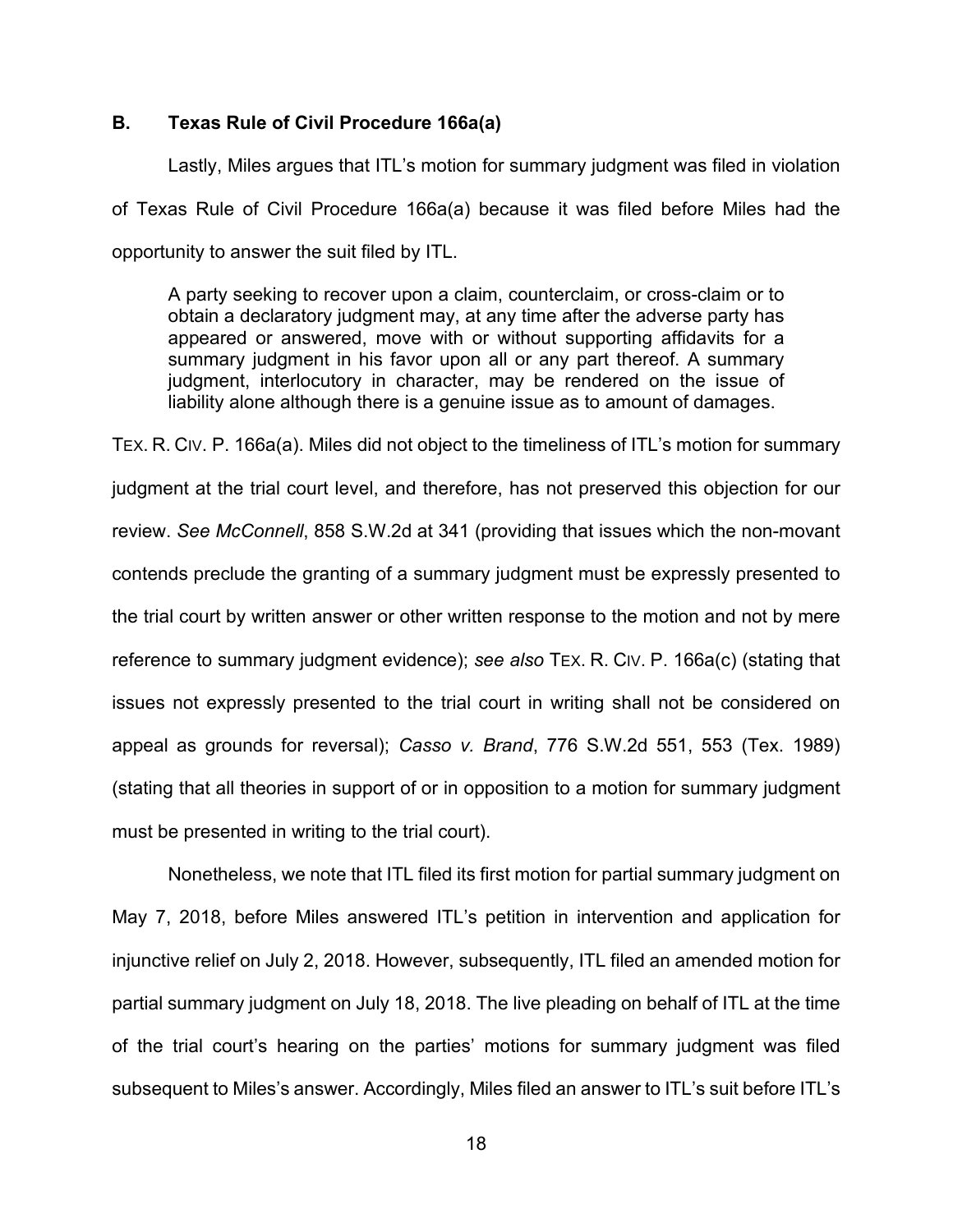### B. Texas Rule of Civil Procedure 166a(a)

Lastly, Miles argues that ITL's motion for summary judgment was filed in violation of Texas Rule of Civil Procedure 166a(a) because it was filed before Miles had the opportunity to answer the suit filed by ITL.

> A party seeking to recover upon a claim, counterclaim, or cross-claim or to obtain a declaratory judgment may, at any time after the adverse party has appeared or answered, move with or without supporting affidavits for a summary judgment in his favor upon all or any part thereof. A summary judgment, interlocutory in character, may be rendered on the issue of liability alone although there is a genuine issue as to amount of damages.

TEX. R. CIV. P. 166a(a). Miles did not object to the timeliness of ITL's motion for summary judgment at the trial court level, and therefore, has not preserved this objection for our review. *See McConnell*, 858 S.W.2d at 341 (providing that issues which the non-movant contends preclude the granting of a summary judgment must be expressly presented to the trial court by written answer or other written response to the motion and not by mere reference to summary judgment evidence); *see also* TEX. R. CIV. P. 166a(c) (stating that issues not expressly presented to the trial court in writing shall not be considered on appeal as grounds for reversal); *Casso v. Brand*, 776 S.W.2d 551, 553 (Tex. 1989) (stating that all theories in support of or in opposition to a motion for summary judgment must be presented in writing to the trial court).

Nonetheless, we note that ITL filed its first motion for partial summary judgment on May 7, 2018, before Miles answered ITL's petition in intervention and application for injunctive relief on July 2, 2018. However, subsequently, ITL filed an amended motion for partial summary judgment on July 18, 2018. The live pleading on behalf of ITL at the time of the trial court's hearing on the parties' motions for summary judgment was filed subsequent to Miles's answer. Accordingly, Miles filed an answer to ITL's suit before ITL's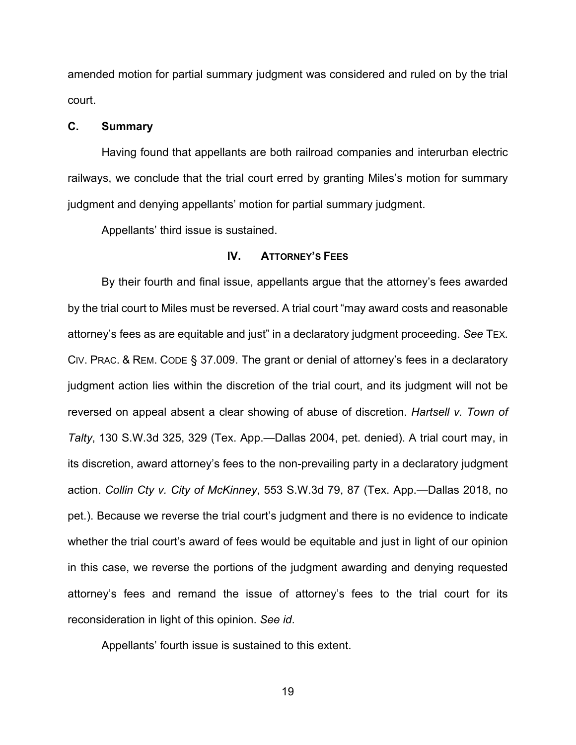amended motion for partial summary judgment was considered and ruled on by the trial court.

### C. Summary

Having found that appellants are both railroad companies and interurban electric railways, we conclude that the trial court erred by granting Miles's motion for summary judgment and denying appellants' motion for partial summary judgment.

Appellants' third issue is sustained.

## IV. Attorney's Fees

By their fourth and final issue, appellants argue that the attorney's fees awarded by the trial court to Miles must be reversed. A trial court "may award costs and reasonable attorney's fees as are equitable and just" in a declaratory judgment proceeding. *See* Tex. Civ. Prac. & Rem. Code § 37.009. The grant or denial of attorney's fees in a declaratory judgment action lies within the discretion of the trial court, and its judgment will not be reversed on appeal absent a clear showing of abuse of discretion. *Hartsell v. Town of Talty*, 130 S.W.3d 325, 329 (Tex. App.—Dallas 2004, pet. denied). A trial court may, in its discretion, award attorney's fees to the non-prevailing party in a declaratory judgment action. *Collin Cty v. City of McKinney*, 553 S.W.3d 79, 87 (Tex. App.—Dallas 2018, no pet.). Because we reverse the trial court's judgment and there is no evidence to indicate whether the trial court's award of fees would be equitable and just in light of our opinion in this case, we reverse the portions of the judgment awarding and denying requested attorney's fees and remand the issue of attorney's fees to the trial court for its reconsideration in light of this opinion. *See id*.

Appellants' fourth issue is sustained to this extent.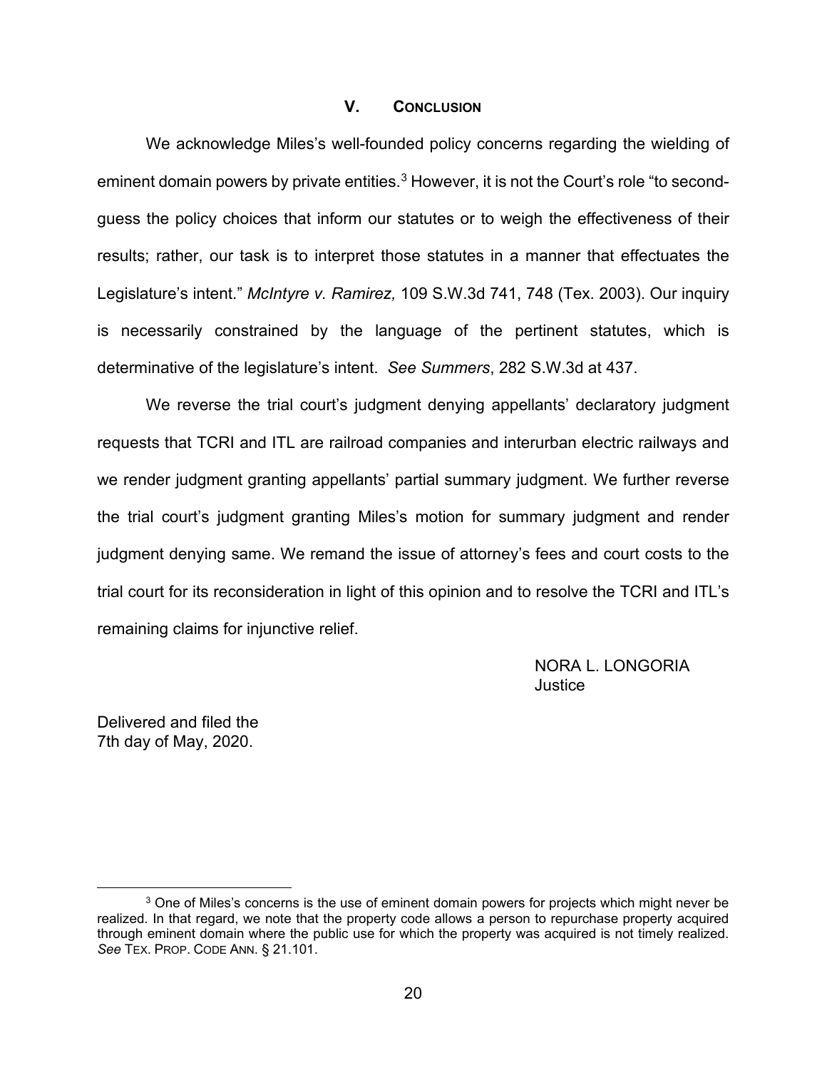## V. CONCLUSION

We acknowledge Miles's well-founded policy concerns regarding the wielding of eminent domain powers by private entities.[3] However, it is not the Court's role "to second-guess the policy choices that inform our statutes or to weigh the effectiveness of their results; rather, our task is to interpret those statutes in a manner that effectuates the Legislature's intent." *McIntyre v. Ramirez,* 109 S.W.3d 741, 748 (Tex. 2003). Our inquiry is necessarily constrained by the language of the pertinent statutes, which is determinative of the legislature's intent. *See Summers*, 282 S.W.3d at 437.

We reverse the trial court's judgment denying appellants' declaratory judgment requests that TCRI and ITL are railroad companies and interurban electric railways and we render judgment granting appellants' partial summary judgment. We further reverse the trial court's judgment granting Miles's motion for summary judgment and render judgment denying same. We remand the issue of attorney's fees and court costs to the trial court for its reconsideration in light of this opinion and to resolve the TCRI and ITL's remaining claims for injunctive relief.

NORA L. LONGORIA
Justice

Delivered and filed the
7th day of May, 2020.

[3] One of Miles's concerns is the use of eminent domain powers for projects which might never be realized. In that regard, we note that the property code allows a person to repurchase property acquired through eminent domain where the public use for which the property was acquired is not timely realized. *See* TEX. PROP. CODE ANN. § 21.101.